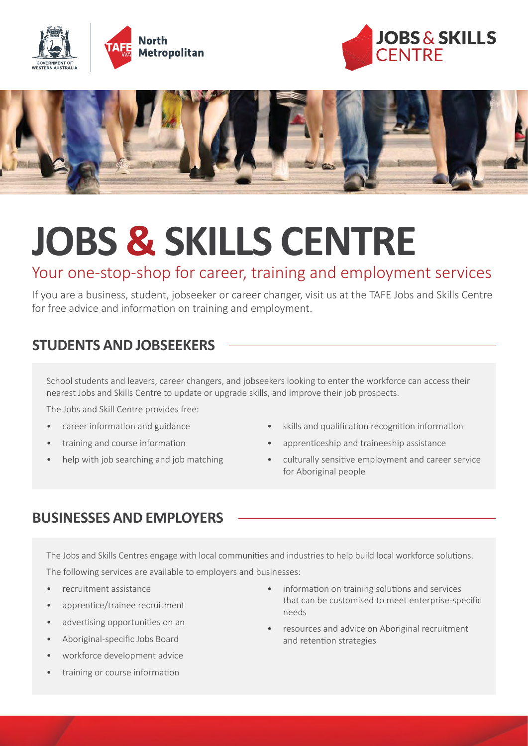# JOBS & SKILLS CENTRE

## Your one-stop-shop for career, training and employment services

If you are a business, student, jobseeker or career changer, visit us at the TAFE Jobs and Skills Centre for free advice and information on training and employment.

## STUDENTS AND JOBSEEKERS

School students and leavers, career changers, and jobseekers looking to enter the workforce can access their nearest Jobs and Skills Centre to update or upgrade skills, and improve their job prospects.

The Jobs and Skill Centre provides free:

- career information and guidance
- training and course information
- help with job searching and job matching
- skills and qualification recognition information
- apprenticeship and traineeship assistance
- culturally sensitive employment and career service for Aboriginal people

## BUSINESSES AND EMPLOYERS

The Jobs and Skills Centres engage with local communities and industries to help build local workforce solutions.

The following services are available to employers and businesses:

- recruitment assistance
- apprentice/trainee recruitment
- advertising opportunities on an
- Aboriginal-specific Jobs Board
- workforce development advice
- training or course information
- information on training solutions and services that can be customised to meet enterprise-specific needs
- resources and advice on Aboriginal recruitment and retention strategies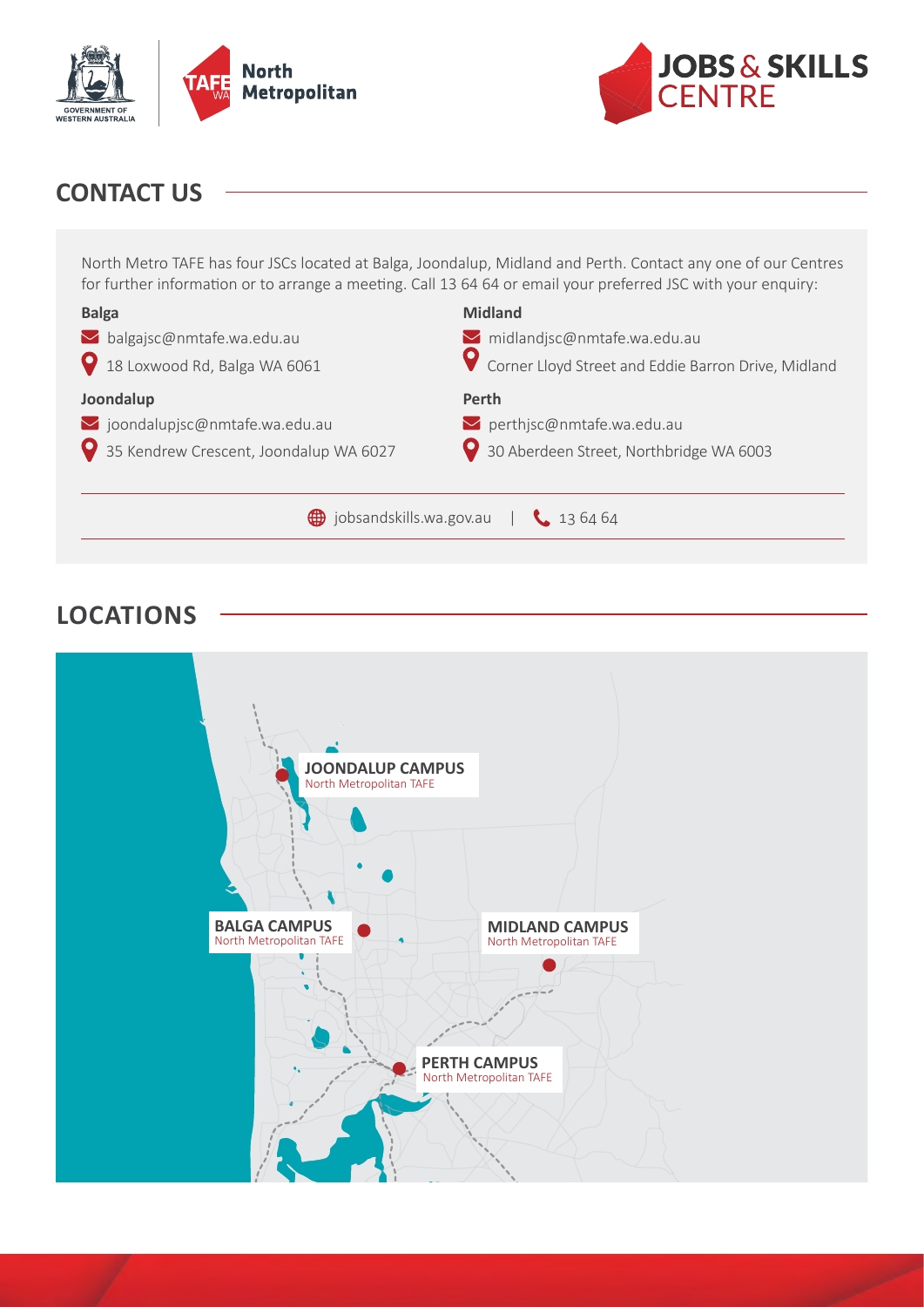## CONTACT US

North Metro TAFE has four JSCs located at Balga, Joondalup, Midland and Perth. Contact any one of our Centres for further information or to arrange a meeting. Call 13 64 64 or email your preferred JSC with your enquiry:

**Balga**

- balgajsc@nmtafe.wa.edu.au
- 18 Loxwood Rd, Balga WA 6061

**Joondalup**

- joondalupjsc@nmtafe.wa.edu.au
- 35 Kendrew Crescent, Joondalup WA 6027

**Midland**

- midlandjsc@nmtafe.wa.edu.au
- Corner Lloyd Street and Eddie Barron Drive, Midland

**Perth**

- perthjsc@nmtafe.wa.edu.au
- 30 Aberdeen Street, Northbridge WA 6003

jobsandskills.wa.gov.au | 13 64 64

## LOCATIONS

JOONDALUP CAMPUS
North Metropolitan TAFE

BALGA CAMPUS
North Metropolitan TAFE

MIDLAND CAMPUS
North Metropolitan TAFE

PERTH CAMPUS
North Metropolitan TAFE